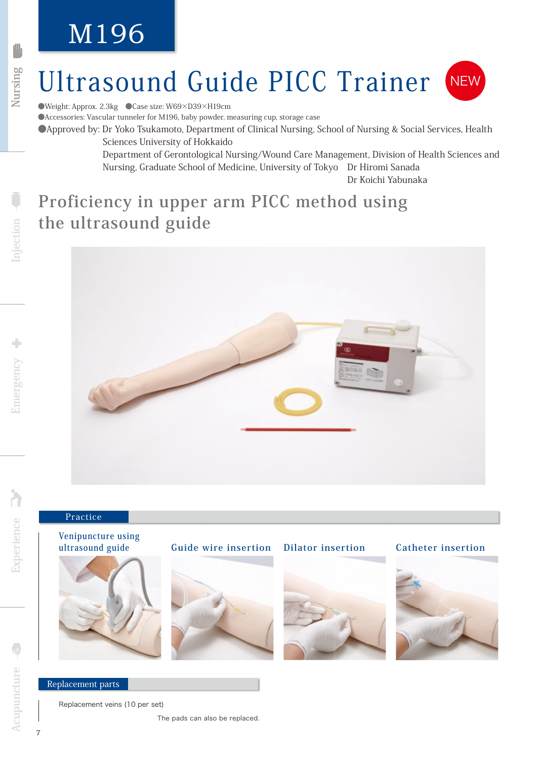# M196

# Ultrasound Guide PICC Trainer

NEW

- Weight: Approx. 2.3kg ● Case size: W69×D39×H19cm
- Accessories: Vascular tunneler for M196, baby powder, measuring cup, storage case
- Approved by: Dr Yoko Tsukamoto, Department of Clinical Nursing, School of Nursing & Social Services, Health Sciences University of Hokkaido
  Department of Gerontological Nursing/Wound Care Management, Division of Health Sciences and Nursing, Graduate School of Medicine, University of Tokyo Dr Hiromi Sanada
  Dr Koichi Yabunaka

## Proficiency in upper arm PICC method using the ultrasound guide

### Practice

Venipuncture using ultrasound guide

Guide wire insertion

Dilator insertion

Catheter insertion

### Replacement parts

Replacement veins (10 per set)

The pads can also be replaced.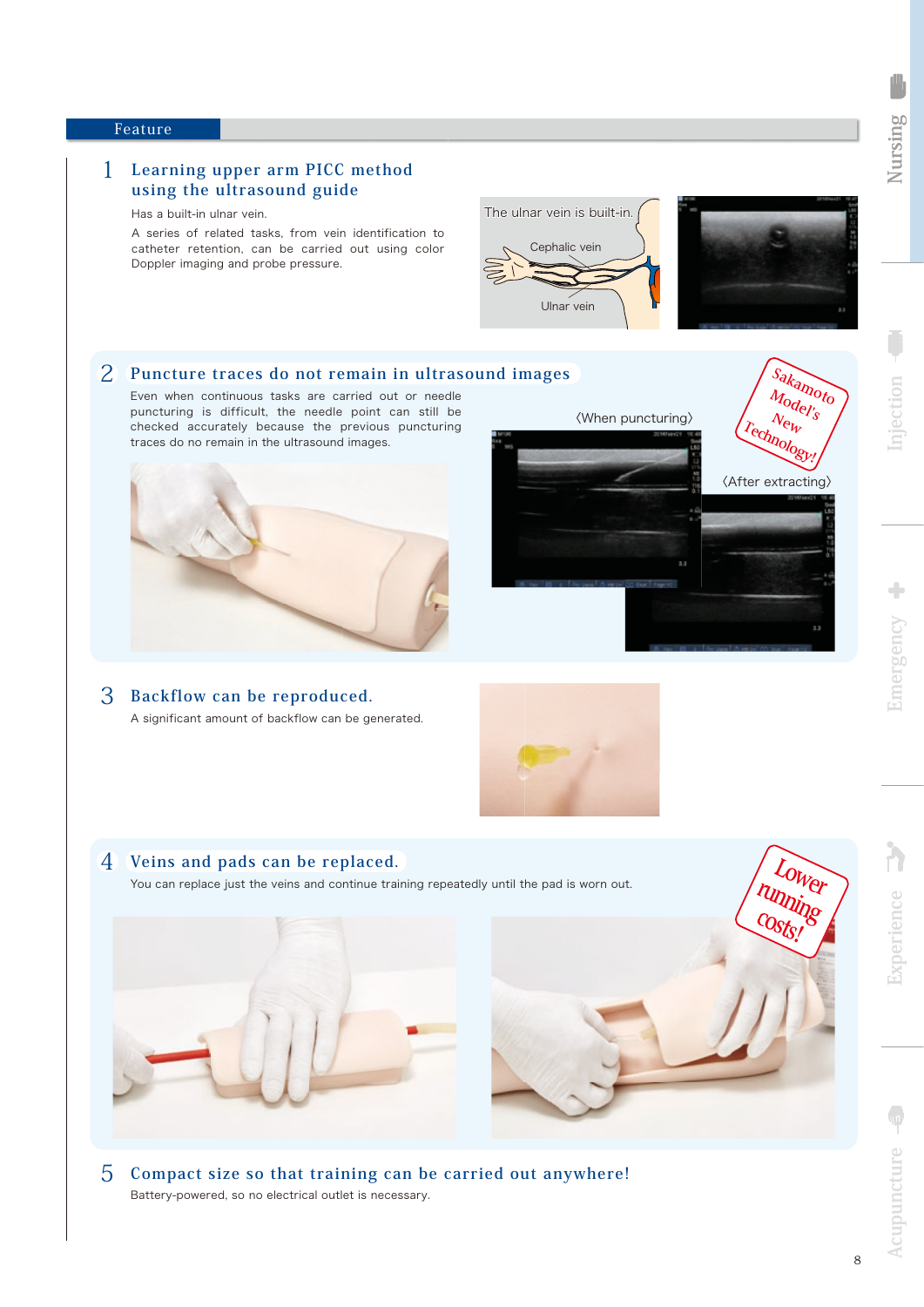## Feature

### 1 Learning upper arm PICC method using the ultrasound guide

Has a built-in ulnar vein.

A series of related tasks, from vein identification to catheter retention, can be carried out using color Doppler imaging and probe pressure.

The ulnar vein is built-in.

Cephalic vein

Ulnar vein

### 2 Puncture traces do not remain in ultrasound images

Even when continuous tasks are carried out or needle puncturing is difficult, the needle point can still be checked accurately because the previous puncturing traces do no remain in the ultrasound images.

〈When puncturing〉

〈After extracting〉

Sakamoto Model's New Technology!

### 3 Backflow can be reproduced.

A significant amount of backflow can be generated.

### 4 Veins and pads can be replaced.

You can replace just the veins and continue training repeatedly until the pad is worn out.

Lower running costs!

### 5 Compact size so that training can be carried out anywhere!

Battery-powered, so no electrical outlet is necessary.